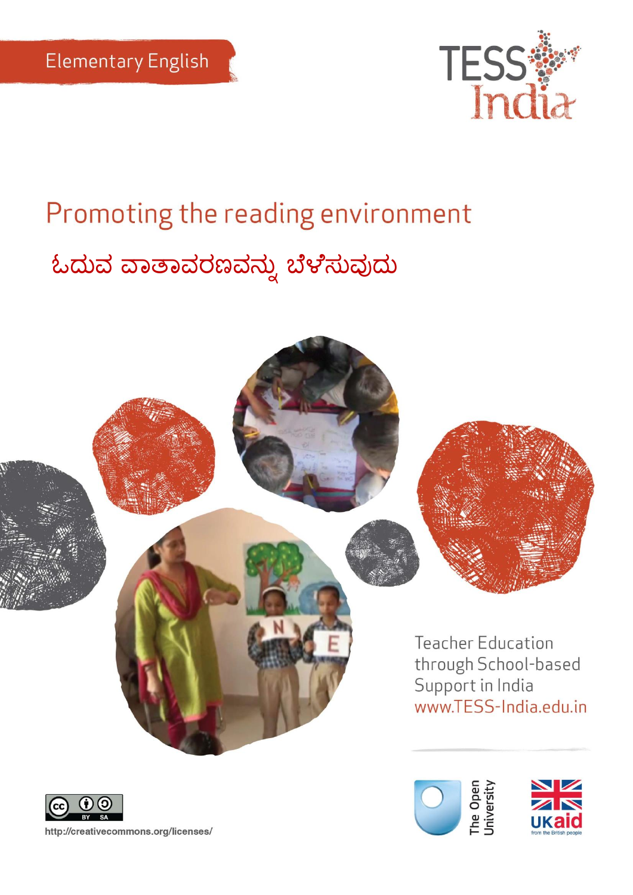Elementary English

# Promoting the reading environment

## ಓದುವ ವಾತಾವರಣವನ್ನು ಬೆಳೆಸುವುದು

Teacher Education through School-based Support in India

www.TESS-India.edu.in

http://creativecommons.org/licenses/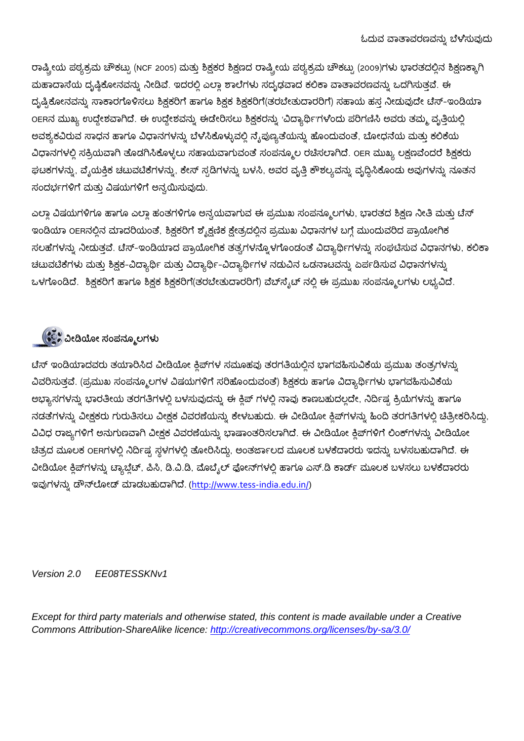ರಾಷ್ಟ್ರೀಯ ಪಠ್ಯಕ್ರಮ ಚೌಕಟ್ಟು (NCF 2005) ಮತ್ತು ಶಿಕ್ಷಕರ ಶಿಕ್ಷಣದ ರಾಷ್ಟ್ರೀಯ ಪಠ್ಯಕ್ರಮ ಚೌಕಟ್ಟು (2009)ಗಳು ಭಾರತದಲ್ಲಿನ ಶಿಕ್ಷಣಕ್ಕಾಗಿ ಮಹಾದಾಸೆಯ ದೃಷ್ಟಿಕೋನವನ್ನು ನೀಡಿವೆ. ಇದರಲ್ಲಿ ಎಲ್ಲಾ ಶಾಲೆಗಳು ಸದೃಢವಾದ ಕಲಿಕಾ ವಾತಾವರಣವನ್ನು ಒದಗಿಸುತ್ತವೆ. ಈ ದೃಷ್ಟಿಕೋನವನ್ನು ಸಾಕಾರಗೊಳಿಸಲು ಶಿಕ್ಷಕರಿಗೆ ಹಾಗೂ ಶಿಕ್ಷಕ ಶಿಕ್ಷಕರಿಗೆ(ತರಬೇತುದಾರರಿಗೆ) ಸಹಾಯ ಹಸ್ತ ನೀಡುವುದೇ ಟೆಸ್-ಇಂಡಿಯಾ OERನ ಮುಖ್ಯ ಉದ್ದೇಶವಾಗಿದೆ. ಈ ಉದ್ದೇಶವನ್ನು ಈಡೇರಿಸಲು ಶಿಕ್ಷಕರನ್ನು 'ವಿದ್ಯಾರ್ಥಿ'ಗಳೆಂದು ಪರಿಗಣಿಸಿ ಅವರು ತಮ್ಮ ವೃತ್ತಿಯಲ್ಲಿ ಅವಶ್ಯಕವಿರುವ ಸಾಧನ ಹಾಗೂ ವಿಧಾನಗಳನ್ನು ಬೆಳೆಸಿಕೊಳ್ಳುವಲ್ಲಿ ನೈಪುಣ್ಯತೆಯನ್ನು ಹೊಂದುವಂತೆ, ಬೋಧನೆಯ ಮತ್ತು ಕಲಿಕೆಯ ವಿಧಾನಗಳಲ್ಲಿ ಸಕ್ರಿಯವಾಗಿ ತೊಡಗಿಸಿಕೊಳ್ಳಲು ಸಹಾಯವಾಗುವಂತೆ ಸಂಪನ್ಮೂಲ ರಚಿಸಲಾಗಿದೆ. OER ಮುಖ್ಯ ಲಕ್ಷಣವೆಂದರೆ ಶಿಕ್ಷಕರು ಘಟಕಗಳನ್ನು, ವೈಯಕ್ತಿಕ ಚಟುವಟಿಕೆಗಳನ್ನು, ಕೇಸ್ ಸ್ಟಡಿಗಳನ್ನು ಬಳಸಿ, ಅವರ ವೃತ್ತಿ ಕೌಶಲ್ಯವನ್ನು ವೃದ್ಧಿಸಿಕೊಂಡು ಅವುಗಳನ್ನು ನೂತನ ಸಂದರ್ಭಗಳಿಗೆ ಮತ್ತು ವಿಷಯಗಳಿಗೆ ಅನ್ವಯಿಸುವುದು.

ಎಲ್ಲಾ ವಿಷಯಗಳಿಗೂ ಹಾಗೂ ಎಲ್ಲಾ ಹಂತಗಳಿಗೂ ಅನ್ವಯವಾಗುವ ಈ ಪ್ರಮುಖ ಸಂಪನ್ಮೂಲಗಳು, ಭಾರತದ ಶಿಕ್ಷಣ ನೀತಿ ಮತ್ತು ಟೆಸ್ ಇಂಡಿಯಾ OERನಲ್ಲಿನ ಮಾದರಿಯಂತೆ, ಶಿಕ್ಷಕರಿಗೆ ಶೈಕ್ಷಣಿಕ ಕ್ಷೇತ್ರದಲ್ಲಿನ ಪ್ರಮುಖ ವಿಧಾನಗಳ ಬಗ್ಗೆ ಮುಂದುವರಿದ ಪ್ರಾಯೋಗಿಕ ಸಲಹೆಗಳನ್ನು ನೀಡುತ್ತವೆ. ಟೆಸ್-ಇಂಡಿಯಾದ ಪ್ರಾಯೋಗಿಕ ತತ್ವಗಳನ್ನೊಳಗೊಂಡಂತೆ ವಿದ್ಯಾರ್ಥಿಗಳನ್ನು ಸಂಘಟಿಸುವ ವಿಧಾನಗಳು, ಕಲಿಕಾ ಚಟುವಟಿಕೆಗಳು ಮತ್ತು ಶಿಕ್ಷಕ-ವಿದ್ಯಾರ್ಥಿ ಮತ್ತು ವಿದ್ಯಾರ್ಥಿ-ವಿದ್ಯಾರ್ಥಿಗಳ ನಡುವಿನ ಒಡನಾಟವನ್ನು ಏರ್ಪಡಿಸುವ ವಿಧಾನಗಳನ್ನು ಒಳಗೊಂಡಿದೆ. ಶಿಕ್ಷಕರಿಗೆ ಹಾಗೂ ಶಿಕ್ಷಕ ಶಿಕ್ಷಕರಿಗೆ(ತರಬೇತುದಾರರಿಗೆ) ವೆಬ್‌ಸೈಟ್ ನಲ್ಲಿ ಈ ಪ್ರಮುಖ ಸಂಪನ್ಮೂಲಗಳು ಲಭ್ಯವಿದೆ.

## ವೀಡಿಯೋ ಸಂಪನ್ಮೂಲಗಳು

ಟೆಸ್ ಇಂಡಿಯಾದವರು ತಯಾರಿಸಿದ ವೀಡಿಯೋ ಕ್ಲಿಪ್‌ಗಳ ಸಮೂಹವು ತರಗತಿಯಲ್ಲಿನ ಭಾಗವಹಿಸುವಿಕೆಯ ಪ್ರಮುಖ ತಂತ್ರಗಳನ್ನು ವಿವರಿಸುತ್ತವೆ. (ಪ್ರಮುಖ ಸಂಪನ್ಮೂಲಗಳ ವಿಷಯಗಳಿಗೆ ಸರಿಹೊಂದುವಂತೆ) ಶಿಕ್ಷಕರು ಹಾಗೂ ವಿದ್ಯಾರ್ಥಿಗಳು ಭಾಗವಹಿಸುವಿಕೆಯ ಅಭ್ಯಾಸಗಳನ್ನು ಭಾರತೀಯ ತರಗತಿಗಳಲ್ಲಿ ಬಳಸುವುದನ್ನು ಈ ಕ್ಲಿಪ್ ಗಳಲ್ಲಿ ನಾವು ಕಾಣಬಹುದಲ್ಲದೇ, ನಿರ್ದಿಷ್ಟ ಕ್ರಿಯೆಗಳನ್ನು ಹಾಗೂ ನಡತೆಗಳನ್ನು ವೀಕ್ಷಕರು ಗುರುತಿಸಲು ವೀಕ್ಷಕ ವಿವರಣೆಯನ್ನು ಕೇಳಬಹುದು. ಈ ವೀಡಿಯೋ ಕ್ಲಿಪ್‌ಗಳನ್ನು ಹಿಂದಿ ತರಗತಿಗಳಲ್ಲಿ ಚಿತ್ರೀಕರಿಸಿದ್ದು, ವಿವಿಧ ರಾಜ್ಯಗಳಿಗೆ ಅನುಗುಣವಾಗಿ ವೀಕ್ಷಕ ವಿವರಣೆಯನ್ನು ಭಾಷಾಂತರಿಸಲಾಗಿದೆ. ಈ ವೀಡಿಯೋ ಕ್ಲಿಪ್‌ಗಳಿಗೆ ಲಿಂಕ್‌ಗಳನ್ನು ವೀಡಿಯೋ ಚಿತ್ರದ ಮೂಲಕ OERಗಳಲ್ಲಿ ನಿರ್ದಿಷ್ಟ ಸ್ಥಳಗಳಲ್ಲಿ ತೋರಿಸಿದ್ದು, ಅಂತರ್ಜಾಲದ ಮೂಲಕ ಬಳಕೆದಾರರು ಇದನ್ನು ಬಳಸಬಹುದಾಗಿದೆ. ಈ ವೀಡಿಯೋ ಕ್ಲಿಪ್‌ಗಳನ್ನು ಟ್ಯಾಬ್ಲೆಟ್, ಪಿಸಿ, ಡಿ.ವಿ.ಡಿ, ಮೊಬೈಲ್ ಫೋನ್‌ಗಳಲ್ಲಿ ಹಾಗೂ ಎಸ್.ಡಿ ಕಾರ್ಡ್ ಮೂಲಕ ಬಳಸಲು ಬಳಕೆದಾರರು ಇವುಗಳನ್ನು ಡೌನ್‌ಲೋಡ್ ಮಾಡಬಹುದಾಗಿದೆ. (http://www.tess-india.edu.in/)

*Version 2.0 EE08TESSKNv1*

*Except for third party materials and otherwise stated, this content is made available under a Creative Commons Attribution-ShareAlike licence: http://creativecommons.org/licenses/by-sa/3.0/*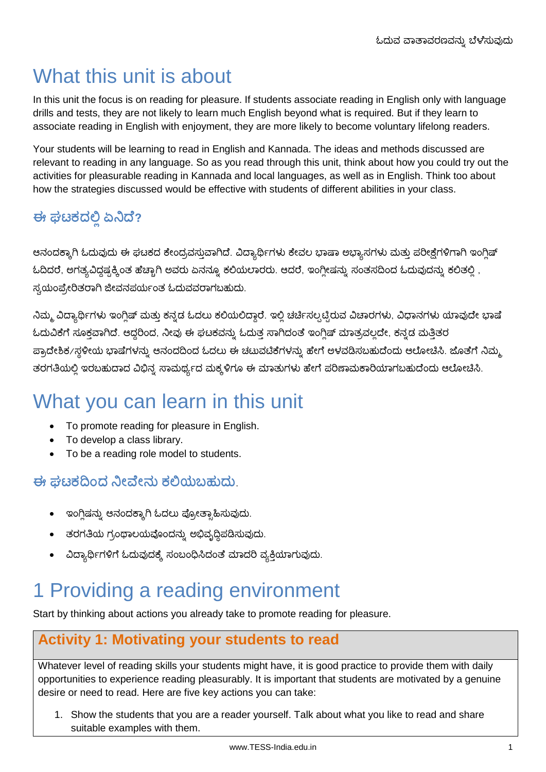# What this unit is about

In this unit the focus is on reading for pleasure. If students associate reading in English only with language drills and tests, they are not likely to learn much English beyond what is required. But if they learn to associate reading in English with enjoyment, they are more likely to become voluntary lifelong readers.

Your students will be learning to read in English and Kannada. The ideas and methods discussed are relevant to reading in any language. So as you read through this unit, think about how you could try out the activities for pleasurable reading in Kannada and local languages, as well as in English. Think too about how the strategies discussed would be effective with students of different abilities in your class.

## ಈ ಘಟಕದಲ್ಲಿ ಏನಿದೆ?

ಆನಂದಕ್ಕಾಗಿ ಓದುವುದು ಈ ಘಟಕದ ಕೇಂದ್ರವಸ್ತುವಾಗಿದೆ. ವಿದ್ಯಾರ್ಥಿಗಳು ಕೇವಲ ಭಾಷಾ ಅಭ್ಯಾಸಗಳು ಮತ್ತು ಪರೀಕ್ಷೆಗಳಿಗಾಗಿ ಇಂಗ್ಲಿಷ್ ಓದಿದರೆ, ಅಗತ್ಯವಿದ್ದಷ್ಟಕ್ಕಿಂತ ಹೆಚ್ಚಾಗಿ ಅವರು ಏನನ್ನೂ ಕಲಿಯಲಾರರು. ಆದರೆ, ಇಂಗ್ಲೀಷನ್ನು ಸಂತಸದಿಂದ ಓದುವುದನ್ನು ಕಲಿತಲ್ಲಿ , ಸ್ವಯಂಪ್ರೇರಿತರಾಗಿ ಜೀವನಪರ್ಯಂತ ಓದುವವರಾಗಬಹುದು.

ನಿಮ್ಮ ವಿದ್ಯಾರ್ಥಿಗಳು ಇಂಗ್ಲಿಷ್ ಮತ್ತು ಕನ್ನಡ ಓದಲು ಕಲಿಯಲಿದ್ದಾರೆ. ಇಲ್ಲಿ ಚರ್ಚಿಸಲ್ಪಟ್ಟಿರುವ ವಿಚಾರಗಳು, ವಿಧಾನಗಳು ಯಾವುದೇ ಭಾಷೆ ಓದುವಿಕೆಗೆ ಸೂಕ್ತವಾಗಿದೆ. ಆದ್ದರಿಂದ, ನೀವು ಈ ಘಟಕವನ್ನು ಓದುತ್ತ ಸಾಗಿದಂತೆ ಇಂಗ್ಲಿಷ್ ಮಾತ್ರವಲ್ಲದೇ, ಕನ್ನಡ ಮತ್ತಿತರ ಪ್ರಾದೇಶಿಕ/ಸ್ಥಳೀಯ ಭಾಷೆಗಳನ್ನು ಆನಂದದಿಂದ ಓದಲು ಈ ಚಟುವಟಿಕೆಗಳನ್ನು ಹೇಗೆ ಅಳವಡಿಸಬಹುದೆಂದು ಆಲೋಚಿಸಿ. ಜೊತೆಗೆ ನಿಮ್ಮ ತರಗತಿಯಲ್ಲಿ ಇರಬಹುದಾದ ವಿಭಿನ್ನ ಸಾಮರ್ಥ್ಯದ ಮಕ್ಕಳಿಗೂ ಈ ಮಾತುಗಳು ಹೇಗೆ ಪರಿಣಾಮಕಾರಿಯಾಗಬಹುದೆಂದು ಆಲೋಚಿಸಿ.

# What you can learn in this unit

- To promote reading for pleasure in English.
- To develop a class library.
- To be a reading role model to students.

## ಈ ಘಟಕದಿಂದ ನೀವೇನು ಕಲಿಯಬಹುದು.

- ಇಂಗ್ಲಿಷನ್ನು ಆನಂದಕ್ಕಾಗಿ ಓದಲು ಪ್ರೋತ್ಸಾಹಿಸುವುದು.
- ತರಗತಿಯ ಗ್ರಂಥಾಲಯವೊಂದನ್ನು ಅಭಿವೃದ್ಧಿಪಡಿಸುವುದು.
- ವಿದ್ಯಾರ್ಥಿಗಳಿಗೆ ಓದುವುದಕ್ಕೆ ಸಂಬಂಧಿಸಿದಂತೆ ಮಾದರಿ ವ್ಯಕ್ತಿಯಾಗುವುದು.

# 1 Providing a reading environment

Start by thinking about actions you already take to promote reading for pleasure.

### Activity 1: Motivating your students to read

Whatever level of reading skills your students might have, it is good practice to provide them with daily opportunities to experience reading pleasurably. It is important that students are motivated by a genuine desire or need to read. Here are five key actions you can take:

1. Show the students that you are a reader yourself. Talk about what you like to read and share suitable examples with them.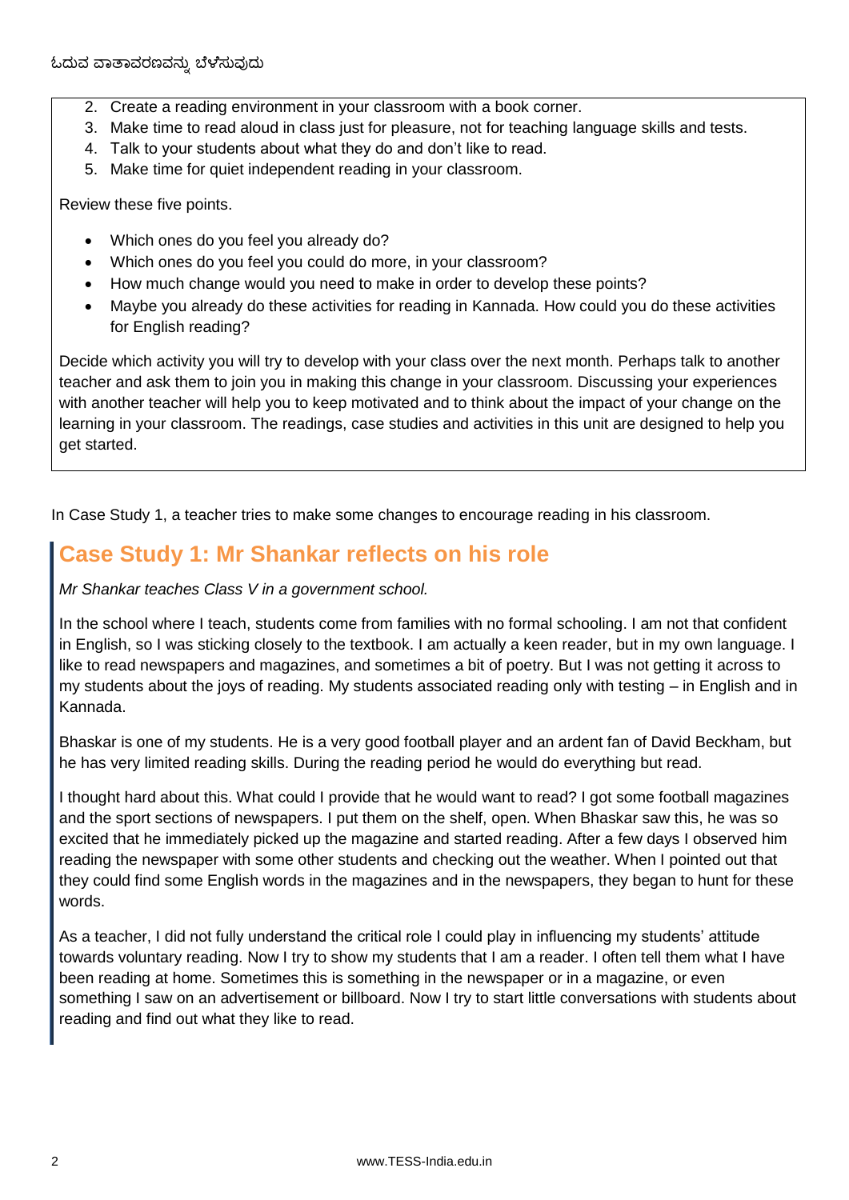2. Create a reading environment in your classroom with a book corner.
3. Make time to read aloud in class just for pleasure, not for teaching language skills and tests.
4. Talk to your students about what they do and don't like to read.
5. Make time for quiet independent reading in your classroom.

Review these five points.

- Which ones do you feel you already do?
- Which ones do you feel you could do more, in your classroom?
- How much change would you need to make in order to develop these points?
- Maybe you already do these activities for reading in Kannada. How could you do these activities for English reading?

Decide which activity you will try to develop with your class over the next month. Perhaps talk to another teacher and ask them to join you in making this change in your classroom. Discussing your experiences with another teacher will help you to keep motivated and to think about the impact of your change on the learning in your classroom. The readings, case studies and activities in this unit are designed to help you get started.

In Case Study 1, a teacher tries to make some changes to encourage reading in his classroom.

## Case Study 1: Mr Shankar reflects on his role

*Mr Shankar teaches Class V in a government school.*

In the school where I teach, students come from families with no formal schooling. I am not that confident in English, so I was sticking closely to the textbook. I am actually a keen reader, but in my own language. I like to read newspapers and magazines, and sometimes a bit of poetry. But I was not getting it across to my students about the joys of reading. My students associated reading only with testing – in English and in Kannada.

Bhaskar is one of my students. He is a very good football player and an ardent fan of David Beckham, but he has very limited reading skills. During the reading period he would do everything but read.

I thought hard about this. What could I provide that he would want to read? I got some football magazines and the sport sections of newspapers. I put them on the shelf, open. When Bhaskar saw this, he was so excited that he immediately picked up the magazine and started reading. After a few days I observed him reading the newspaper with some other students and checking out the weather. When I pointed out that they could find some English words in the magazines and in the newspapers, they began to hunt for these words.

As a teacher, I did not fully understand the critical role I could play in influencing my students' attitude towards voluntary reading. Now I try to show my students that I am a reader. I often tell them what I have been reading at home. Sometimes this is something in the newspaper or in a magazine, or even something I saw on an advertisement or billboard. Now I try to start little conversations with students about reading and find out what they like to read.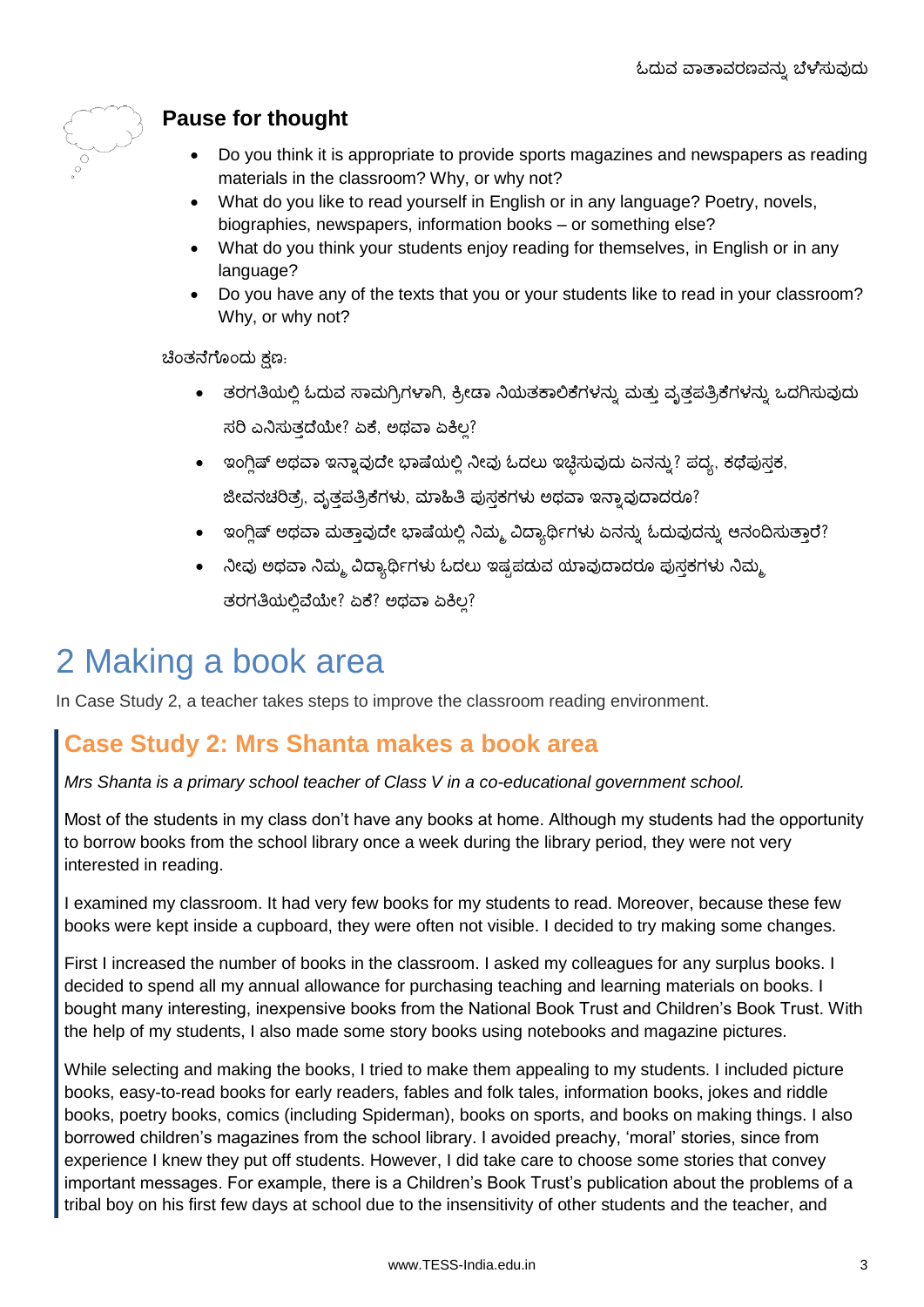## Pause for thought

- Do you think it is appropriate to provide sports magazines and newspapers as reading materials in the classroom? Why, or why not?
- What do you like to read yourself in English or in any language? Poetry, novels, biographies, newspapers, information books – or something else?
- What do you think your students enjoy reading for themselves, in English or in any language?
- Do you have any of the texts that you or your students like to read in your classroom? Why, or why not?

ಚಿಂತನೆಗೊಂದು ಕ್ಷಣ:

- ತರಗತಿಯಲ್ಲಿ ಓದುವ ಸಾಮಗ್ರಿಗಳಾಗಿ, ಕ್ರೀಡಾ ನಿಯತಕಾಲಿಕೆಗಳನ್ನು ಮತ್ತು ವೃತ್ತಪತ್ರಿಕೆಗಳನ್ನು ಒದಗಿಸುವುದು ಸರಿ ಎನಿಸುತ್ತದೆಯೇ? ಏಕೆ, ಅಥವಾ ಏಕಿಲ್ಲ?
- ಇಂಗ್ಲಿಷ್ ಅಥವಾ ಇನ್ನಾವುದೇ ಭಾಷೆಯಲ್ಲಿ ನೀವು ಓದಲು ಇಚ್ಛಿಸುವುದು ಏನನ್ನು? ಪದ್ಯ, ಕಥೆಪುಸ್ತಕ, ಜೀವನಚರಿತ್ರೆ, ವೃತ್ತಪತ್ರಿಕೆಗಳು, ಮಾಹಿತಿ ಪುಸ್ತಕಗಳು ಅಥವಾ ಇನ್ನಾವುದಾದರೂ?
- ಇಂಗ್ಲಿಷ್ ಅಥವಾ ಮತ್ತಾವುದೇ ಭಾಷೆಯಲ್ಲಿ ನಿಮ್ಮ ವಿದ್ಯಾರ್ಥಿಗಳು ಏನನ್ನು ಓದುವುದನ್ನು ಆನಂದಿಸುತ್ತಾರೆ?
- ನೀವು ಅಥವಾ ನಿಮ್ಮ ವಿದ್ಯಾರ್ಥಿಗಳು ಓದಲು ಇಷ್ಟಪಡುವ ಯಾವುದಾದರೂ ಪುಸ್ತಕಗಳು ನಿಮ್ಮ ತರಗತಿಯಲ್ಲಿವೆಯೇ? ಏಕೆ? ಅಥವಾ ಏಕಿಲ್ಲ?

# 2 Making a book area

In Case Study 2, a teacher takes steps to improve the classroom reading environment.

## Case Study 2: Mrs Shanta makes a book area

*Mrs Shanta is a primary school teacher of Class V in a co-educational government school.*

Most of the students in my class don't have any books at home. Although my students had the opportunity to borrow books from the school library once a week during the library period, they were not very interested in reading.

I examined my classroom. It had very few books for my students to read. Moreover, because these few books were kept inside a cupboard, they were often not visible. I decided to try making some changes.

First I increased the number of books in the classroom. I asked my colleagues for any surplus books. I decided to spend all my annual allowance for purchasing teaching and learning materials on books. I bought many interesting, inexpensive books from the National Book Trust and Children's Book Trust. With the help of my students, I also made some story books using notebooks and magazine pictures.

While selecting and making the books, I tried to make them appealing to my students. I included picture books, easy-to-read books for early readers, fables and folk tales, information books, jokes and riddle books, poetry books, comics (including Spiderman), books on sports, and books on making things. I also borrowed children's magazines from the school library. I avoided preachy, 'moral' stories, since from experience I knew they put off students. However, I did take care to choose some stories that convey important messages. For example, there is a Children's Book Trust's publication about the problems of a tribal boy on his first few days at school due to the insensitivity of other students and the teacher, and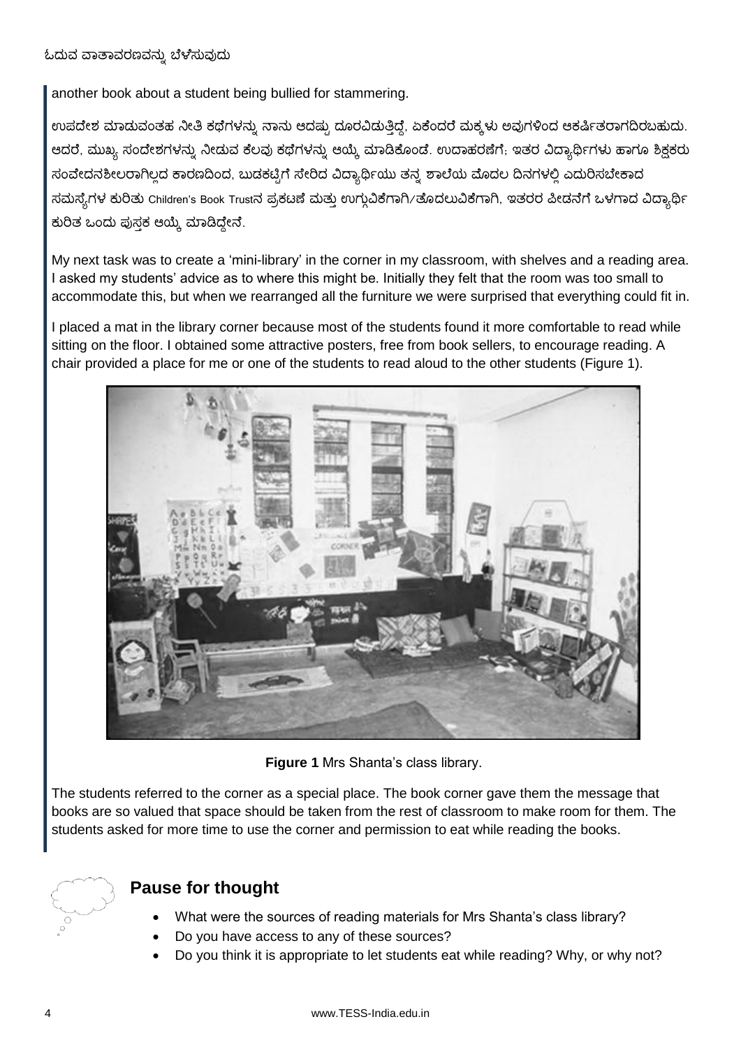another book about a student being bullied for stammering.

ಉಪದೇಶ ಮಾಡುವಂತಹ ನೀತಿ ಕಥೆಗಳನ್ನು ನಾನು ಆದಷ್ಟು ದೂರವಿಡುತ್ತಿದ್ದೆ, ಏಕೆಂದರೆ ಮಕ್ಕಳು ಅವುಗಳಿಂದ ಆಕರ್ಷಿತರಾಗದಿರಬಹುದು. ಆದರೆ, ಮುಖ್ಯ ಸಂದೇಶಗಳನ್ನು ನೀಡುವ ಕೆಲವು ಕಥೆಗಳನ್ನು ಆಯ್ಕೆ ಮಾಡಿಕೊಂಡೆ. ಉದಾಹರಣೆಗೆ; ಇತರ ವಿದ್ಯಾರ್ಥಿಗಳು ಹಾಗೂ ಶಿಕ್ಷಕರು ಸಂವೇದನಶೀಲರಾಗಿಲ್ಲದ ಕಾರಣದಿಂದ, ಬುಡಕಟ್ಟಿಗೆ ಸೇರಿದ ವಿದ್ಯಾರ್ಥಿಯು ತನ್ನ ಶಾಲೆಯ ಮೊದಲ ದಿನಗಳಲ್ಲಿ ಎದುರಿಸಬೇಕಾದ ಸಮಸ್ಯೆಗಳ ಕುರಿತು Children's Book Trustನ ಪ್ರಕಟಣೆ ಮತ್ತು ಉಗ್ಗುವಿಕೆಗಾಗಿ/ತೊದಲುವಿಕೆಗಾಗಿ, ಇತರರ ಪೀಡನೆಗೆ ಒಳಗಾದ ವಿದ್ಯಾರ್ಥಿ ಕುರಿತ ಒಂದು ಪುಸ್ತಕ ಆಯ್ಕೆ ಮಾಡಿದ್ದೇನೆ.

My next task was to create a 'mini-library' in the corner in my classroom, with shelves and a reading area. I asked my students' advice as to where this might be. Initially they felt that the room was too small to accommodate this, but when we rearranged all the furniture we were surprised that everything could fit in.

I placed a mat in the library corner because most of the students found it more comfortable to read while sitting on the floor. I obtained some attractive posters, free from book sellers, to encourage reading. A chair provided a place for me or one of the students to read aloud to the other students (Figure 1).

**Figure 1** Mrs Shanta's class library.

The students referred to the corner as a special place. The book corner gave them the message that books are so valued that space should be taken from the rest of classroom to make room for them. The students asked for more time to use the corner and permission to eat while reading the books.

## Pause for thought

- What were the sources of reading materials for Mrs Shanta's class library?
- Do you have access to any of these sources?
- Do you think it is appropriate to let students eat while reading? Why, or why not?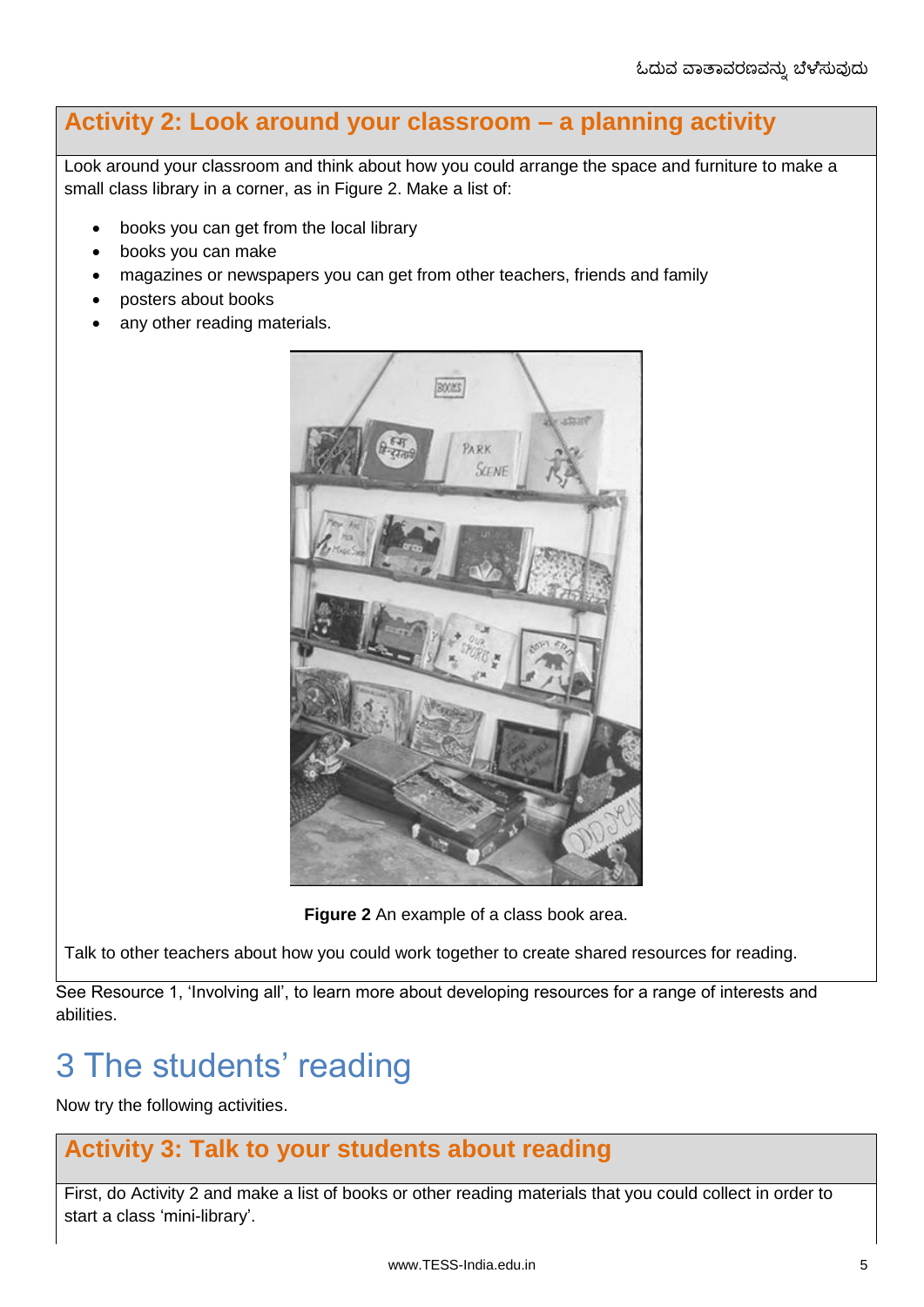## Activity 2: Look around your classroom – a planning activity

Look around your classroom and think about how you could arrange the space and furniture to make a small class library in a corner, as in Figure 2. Make a list of:

- books you can get from the local library
- books you can make
- magazines or newspapers you can get from other teachers, friends and family
- posters about books
- any other reading materials.

**Figure 2** An example of a class book area.

Talk to other teachers about how you could work together to create shared resources for reading.

See Resource 1, 'Involving all', to learn more about developing resources for a range of interests and abilities.

# 3 The students' reading

Now try the following activities.

## Activity 3: Talk to your students about reading

First, do Activity 2 and make a list of books or other reading materials that you could collect in order to start a class 'mini-library'.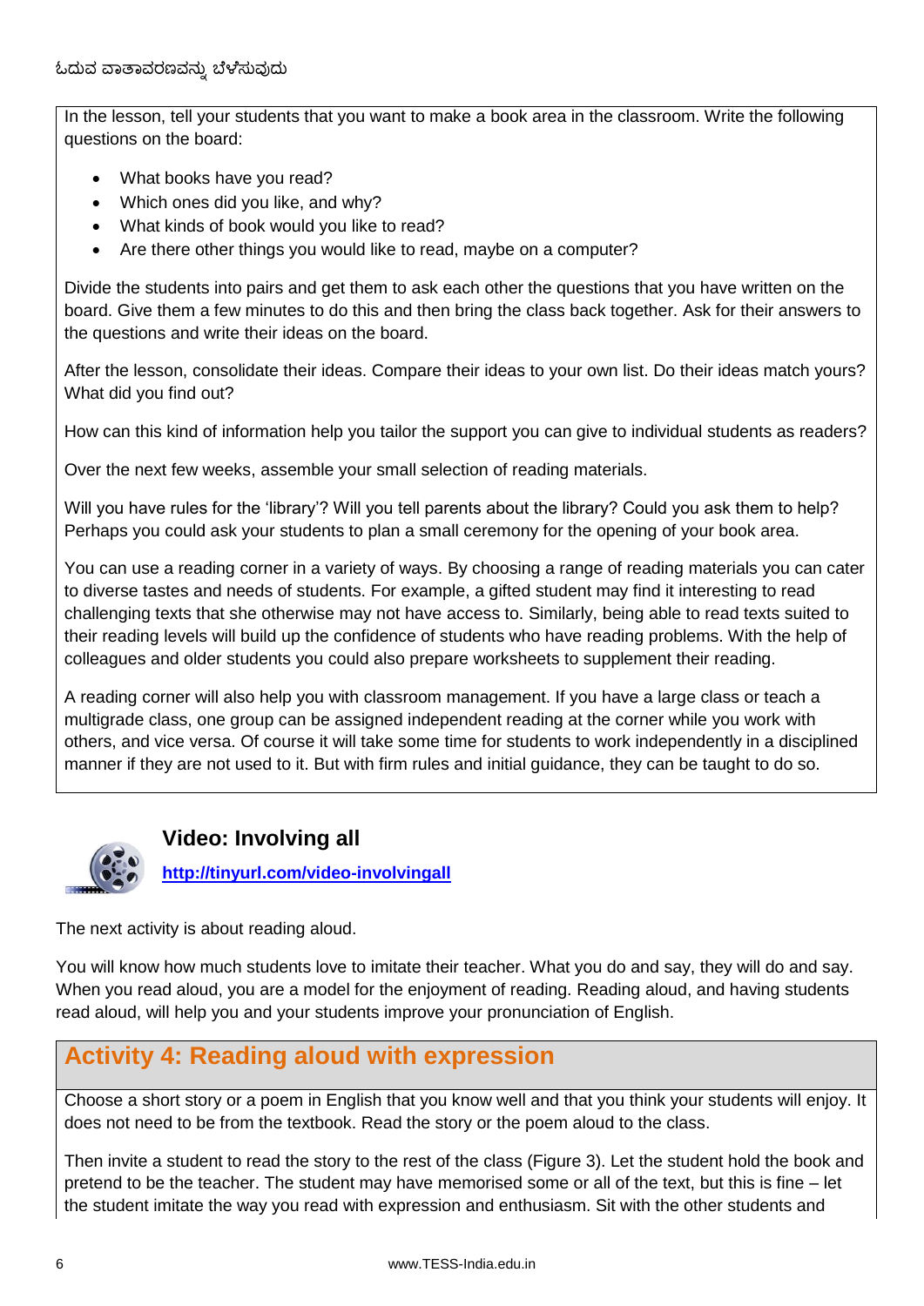In the lesson, tell your students that you want to make a book area in the classroom. Write the following questions on the board:

- What books have you read?
- Which ones did you like, and why?
- What kinds of book would you like to read?
- Are there other things you would like to read, maybe on a computer?

Divide the students into pairs and get them to ask each other the questions that you have written on the board. Give them a few minutes to do this and then bring the class back together. Ask for their answers to the questions and write their ideas on the board.

After the lesson, consolidate their ideas. Compare their ideas to your own list. Do their ideas match yours? What did you find out?

How can this kind of information help you tailor the support you can give to individual students as readers?

Over the next few weeks, assemble your small selection of reading materials.

Will you have rules for the 'library'? Will you tell parents about the library? Could you ask them to help? Perhaps you could ask your students to plan a small ceremony for the opening of your book area.

You can use a reading corner in a variety of ways. By choosing a range of reading materials you can cater to diverse tastes and needs of students. For example, a gifted student may find it interesting to read challenging texts that she otherwise may not have access to. Similarly, being able to read texts suited to their reading levels will build up the confidence of students who have reading problems. With the help of colleagues and older students you could also prepare worksheets to supplement their reading.

A reading corner will also help you with classroom management. If you have a large class or teach a multigrade class, one group can be assigned independent reading at the corner while you work with others, and vice versa. Of course it will take some time for students to work independently in a disciplined manner if they are not used to it. But with firm rules and initial guidance, they can be taught to do so.

### Video: Involving all

http://tinyurl.com/video-involvingall

The next activity is about reading aloud.

You will know how much students love to imitate their teacher. What you do and say, they will do and say. When you read aloud, you are a model for the enjoyment of reading. Reading aloud, and having students read aloud, will help you and your students improve your pronunciation of English.

## Activity 4: Reading aloud with expression

Choose a short story or a poem in English that you know well and that you think your students will enjoy. It does not need to be from the textbook. Read the story or the poem aloud to the class.

Then invite a student to read the story to the rest of the class (Figure 3). Let the student hold the book and pretend to be the teacher. The student may have memorised some or all of the text, but this is fine – let the student imitate the way you read with expression and enthusiasm. Sit with the other students and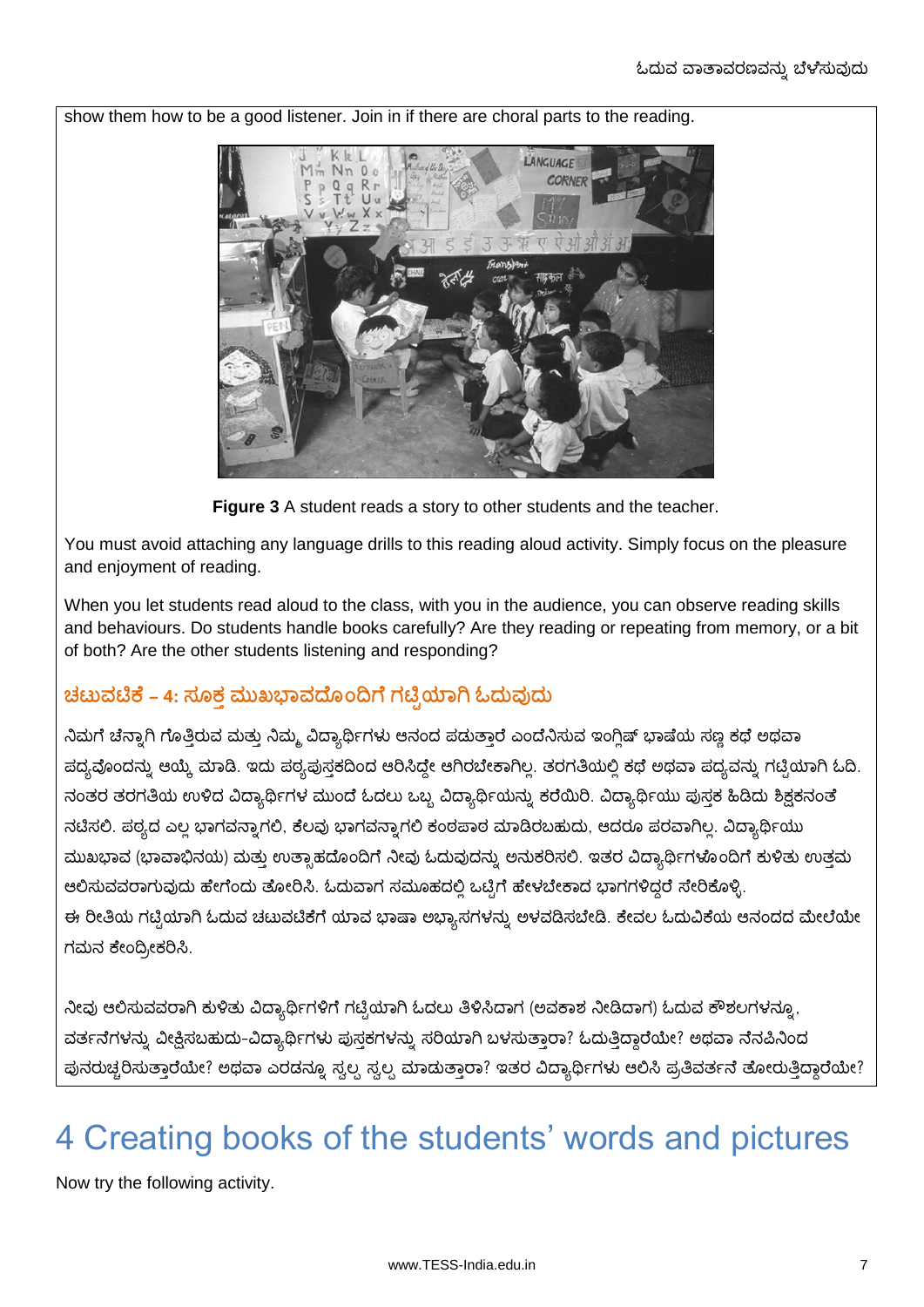show them how to be a good listener. Join in if there are choral parts to the reading.

**Figure 3** A student reads a story to other students and the teacher.

You must avoid attaching any language drills to this reading aloud activity. Simply focus on the pleasure and enjoyment of reading.

When you let students read aloud to the class, with you in the audience, you can observe reading skills and behaviours. Do students handle books carefully? Are they reading or repeating from memory, or a bit of both? Are the other students listening and responding?

### ಚಟುವಟಿಕೆ – 4: ಸೂಕ್ತ ಮುಖಭಾವದೊಂದಿಗೆ ಗಟ್ಟಿಯಾಗಿ ಓದುವುದು

ನಿಮಗೆ ಚೆನ್ನಾಗಿ ಗೊತ್ತಿರುವ ಮತ್ತು ನಿಮ್ಮ ವಿದ್ಯಾರ್ಥಿಗಳು ಆನಂದ ಪಡುತ್ತಾರೆ ಎಂದೆನಿಸುವ ಇಂಗ್ಲಿಷ್ ಭಾಷೆಯ ಸಣ್ಣ ಕಥೆ ಅಥವಾ ಪದ್ಯವೊಂದನ್ನು ಆಯ್ಕೆ ಮಾಡಿ. ಇದು ಪಠ್ಯಪುಸ್ತಕದಿಂದ ಆರಿಸಿದ್ದೇ ಆಗಿರಬೇಕಾಗಿಲ್ಲ. ತರಗತಿಯಲ್ಲಿ ಕಥೆ ಅಥವಾ ಪದ್ಯವನ್ನು ಗಟ್ಟಿಯಾಗಿ ಓದಿ. ನಂತರ ತರಗತಿಯ ಉಳಿದ ವಿದ್ಯಾರ್ಥಿಗಳ ಮುಂದೆ ಓದಲು ಒಬ್ಬ ವಿದ್ಯಾರ್ಥಿಯನ್ನು ಕರೆಯಿರಿ. ವಿದ್ಯಾರ್ಥಿಯು ಪುಸ್ತಕ ಹಿಡಿದು ಶಿಕ್ಷಕನಂತೆ ನಟಿಸಲಿ. ಪಠ್ಯದ ಎಲ್ಲ ಭಾಗವನ್ನಾಗಲಿ, ಕೆಲವು ಭಾಗವನ್ನಾಗಲಿ ಕಂಠಪಾಠ ಮಾಡಿರಬಹುದು, ಆದರೂ ಪರವಾಗಿಲ್ಲ. ವಿದ್ಯಾರ್ಥಿಯು ಮುಖಭಾವ (ಭಾವಾಭಿನಯ) ಮತ್ತು ಉತ್ಸಾಹದೊಂದಿಗೆ ನೀವು ಓದುವುದನ್ನು ಅನುಕರಿಸಲಿ. ಇತರ ವಿದ್ಯಾರ್ಥಿಗಳೊಂದಿಗೆ ಕುಳಿತು ಉತ್ತಮ ಆಲಿಸುವವರಾಗುವುದು ಹೇಗೆಂದು ತೋರಿಸಿ. ಓದುವಾಗ ಸಮೂಹದಲ್ಲಿ ಒಟ್ಟಿಗೆ ಹೇಳಬೇಕಾದ ಭಾಗಗಳಿದ್ದರೆ ಸೇರಿಕೊಳ್ಳಿ.

ಈ ರೀತಿಯ ಗಟ್ಟಿಯಾಗಿ ಓದುವ ಚಟುವಟಿಕೆಗೆ ಯಾವ ಭಾಷಾ ಅಭ್ಯಾಸಗಳನ್ನು ಅಳವಡಿಸಬೇಡಿ. ಕೇವಲ ಓದುವಿಕೆಯ ಆನಂದದ ಮೇಲೆಯೇ ಗಮನ ಕೇಂದ್ರೀಕರಿಸಿ.

ನೀವು ಆಲಿಸುವವರಾಗಿ ಕುಳಿತು ವಿದ್ಯಾರ್ಥಿಗಳಿಗೆ ಗಟ್ಟಿಯಾಗಿ ಓದಲು ತಿಳಿಸಿದಾಗ (ಅವಕಾಶ ನೀಡಿದಾಗ) ಓದುವ ಕೌಶಲಗಳನ್ನೂ, ವರ್ತನೆಗಳನ್ನು ವೀಕ್ಷಿಸಬಹುದು-ವಿದ್ಯಾರ್ಥಿಗಳು ಪುಸ್ತಕಗಳನ್ನು ಸರಿಯಾಗಿ ಬಳಸುತ್ತಾರಾ? ಓದುತ್ತಿದ್ದಾರೆಯೇ? ಅಥವಾ ನೆನಪಿನಿಂದ ಪುನರುಚ್ಚರಿಸುತ್ತಾರೆಯೇ? ಅಥವಾ ಎರಡನ್ನೂ ಸ್ವಲ್ಪ ಸ್ವಲ್ಪ ಮಾಡುತ್ತಾರಾ? ಇತರ ವಿದ್ಯಾರ್ಥಿಗಳು ಆಲಿಸಿ ಪ್ರತಿವರ್ತನೆ ತೋರುತ್ತಿದ್ದಾರೆಯೇ?

# 4 Creating books of the students' words and pictures

Now try the following activity.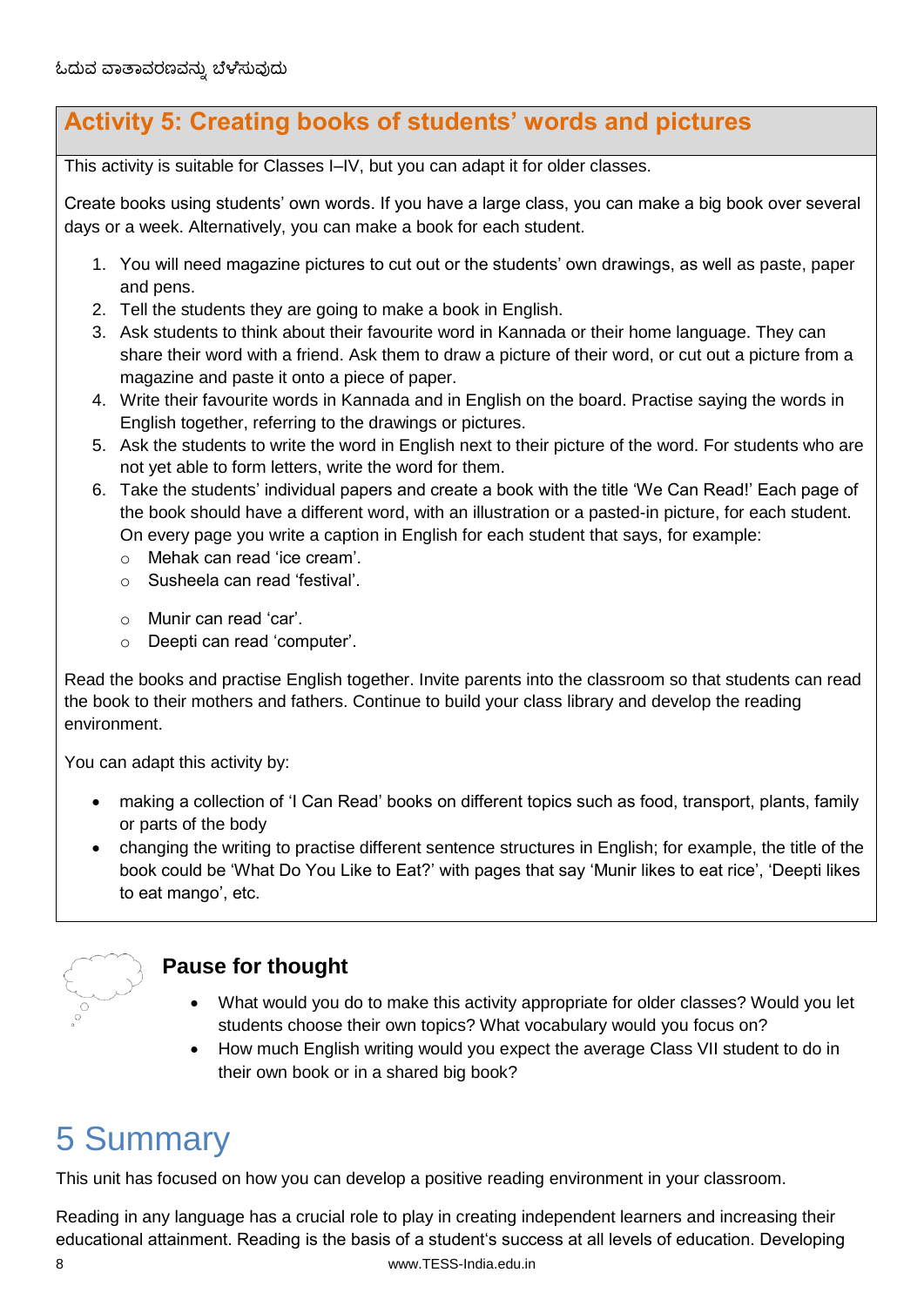## Activity 5: Creating books of students' words and pictures

This activity is suitable for Classes I–IV, but you can adapt it for older classes.

Create books using students' own words. If you have a large class, you can make a big book over several days or a week. Alternatively, you can make a book for each student.

1. You will need magazine pictures to cut out or the students' own drawings, as well as paste, paper and pens.
2. Tell the students they are going to make a book in English.
3. Ask students to think about their favourite word in Kannada or their home language. They can share their word with a friend. Ask them to draw a picture of their word, or cut out a picture from a magazine and paste it onto a piece of paper.
4. Write their favourite words in Kannada and in English on the board. Practise saying the words in English together, referring to the drawings or pictures.
5. Ask the students to write the word in English next to their picture of the word. For students who are not yet able to form letters, write the word for them.
6. Take the students' individual papers and create a book with the title 'We Can Read!' Each page of the book should have a different word, with an illustration or a pasted-in picture, for each student. On every page you write a caption in English for each student that says, for example:
   - Mehak can read 'ice cream'.
   - Susheela can read 'festival'.
   - Munir can read 'car'.
   - Deepti can read 'computer'.

Read the books and practise English together. Invite parents into the classroom so that students can read the book to their mothers and fathers. Continue to build your class library and develop the reading environment.

You can adapt this activity by:

- making a collection of 'I Can Read' books on different topics such as food, transport, plants, family or parts of the body
- changing the writing to practise different sentence structures in English; for example, the title of the book could be 'What Do You Like to Eat?' with pages that say 'Munir likes to eat rice', 'Deepti likes to eat mango', etc.

### Pause for thought

- What would you do to make this activity appropriate for older classes? Would you let students choose their own topics? What vocabulary would you focus on?
- How much English writing would you expect the average Class VII student to do in their own book or in a shared big book?

# 5 Summary

This unit has focused on how you can develop a positive reading environment in your classroom.

Reading in any language has a crucial role to play in creating independent learners and increasing their educational attainment. Reading is the basis of a student's success at all levels of education. Developing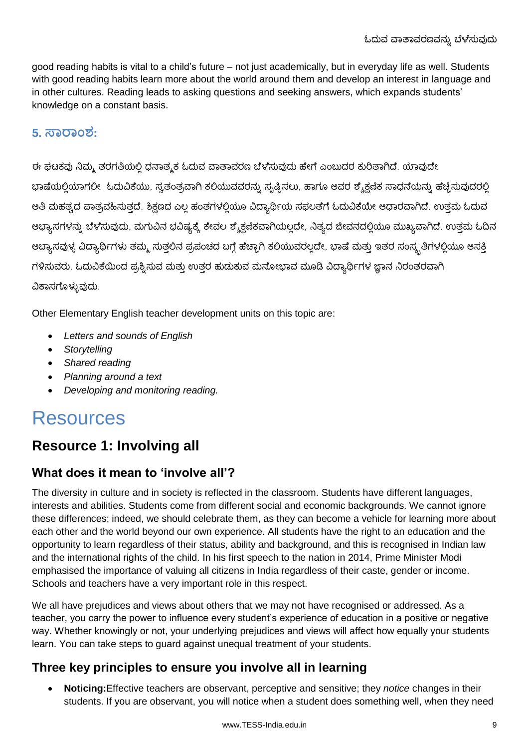good reading habits is vital to a child's future – not just academically, but in everyday life as well. Students with good reading habits learn more about the world around them and develop an interest in language and in other cultures. Reading leads to asking questions and seeking answers, which expands students' knowledge on a constant basis.

### 5. ಸಾರಾಂಶ:

ಈ ಘಟಕವು ನಿಮ್ಮ ತರಗತಿಯಲ್ಲಿ ಧನಾತ್ಮಕ ಓದುವ ವಾತಾವರಣ ಬೆಳೆಸುವುದು ಹೇಗೆ ಎಂಬುದರ ಕುರಿತಾಗಿದೆ. ಯಾವುದೇ ಭಾಷೆಯಲ್ಲಿಯಾಗಲೀ ಓದುವಿಕೆಯು, ಸ್ವತಂತ್ರವಾಗಿ ಕಲಿಯುವವರನ್ನು ಸೃಷ್ಟಿಸಲು, ಹಾಗೂ ಅವರ ಶೈಕ್ಷಣಿಕ ಸಾಧನೆಯನ್ನು ಹೆಚ್ಚಿಸುವುದರಲ್ಲಿ ಅತಿ ಮಹತ್ವದ ಪಾತ್ರವಹಿಸುತ್ತದೆ. ಶಿಕ್ಷಣದ ಎಲ್ಲ ಹಂತಗಳಲ್ಲಿಯೂ ವಿದ್ಯಾರ್ಥಿಯ ಸಫಲತೆಗೆ ಓದುವಿಕೆಯೇ ಆಧಾರವಾಗಿದೆ. ಉತ್ತಮ ಓದುವ ಅಭ್ಯಾಸಗಳನ್ನು ಬೆಳೆಸುವುದು, ಮಗುವಿನ ಭವಿಷ್ಯಕ್ಕೆ ಕೇವಲ ಶೈಕ್ಷಣಿಕವಾಗಿಯಲ್ಲದೇ, ನಿತ್ಯದ ಜೀವನದಲ್ಲಿಯೂ ಮುಖ್ಯವಾಗಿದೆ. ಉತ್ತಮ ಓದಿನ ಅಭ್ಯಾಸವುಳ್ಳ ವಿದ್ಯಾರ್ಥಿಗಳು ತಮ್ಮ ಸುತ್ತಲಿನ ಪ್ರಪಂಚದ ಬಗ್ಗೆ ಹೆಚ್ಚಾಗಿ ಕಲಿಯುವರಲ್ಲದೇ, ಭಾಷೆ ಮತ್ತು ಇತರ ಸಂಸ್ಕೃತಿಗಳಲ್ಲಿಯೂ ಆಸಕ್ತಿ ಗಳಿಸುವರು. ಓದುವಿಕೆಯಿಂದ ಪ್ರಶ್ನಿಸುವ ಮತ್ತು ಉತ್ತರ ಹುಡುಕುವ ಮನೋಭಾವ ಮೂಡಿ ವಿದ್ಯಾರ್ಥಿಗಳ ಜ್ಞಾನ ನಿರಂತರವಾಗಿ ವಿಕಾಸಗೊಳ್ಳುವುದು.

Other Elementary English teacher development units on this topic are:

- *Letters and sounds of English*
- *Storytelling*
- *Shared reading*
- *Planning around a text*
- *Developing and monitoring reading.*

# Resources

## Resource 1: Involving all

### What does it mean to 'involve all'?

The diversity in culture and in society is reflected in the classroom. Students have different languages, interests and abilities. Students come from different social and economic backgrounds. We cannot ignore these differences; indeed, we should celebrate them, as they can become a vehicle for learning more about each other and the world beyond our own experience. All students have the right to an education and the opportunity to learn regardless of their status, ability and background, and this is recognised in Indian law and the international rights of the child. In his first speech to the nation in 2014, Prime Minister Modi emphasised the importance of valuing all citizens in India regardless of their caste, gender or income. Schools and teachers have a very important role in this respect.

We all have prejudices and views about others that we may not have recognised or addressed. As a teacher, you carry the power to influence every student's experience of education in a positive or negative way. Whether knowingly or not, your underlying prejudices and views will affect how equally your students learn. You can take steps to guard against unequal treatment of your students.

### Three key principles to ensure you involve all in learning

- **Noticing:**Effective teachers are observant, perceptive and sensitive; they *notice* changes in their students. If you are observant, you will notice when a student does something well, when they need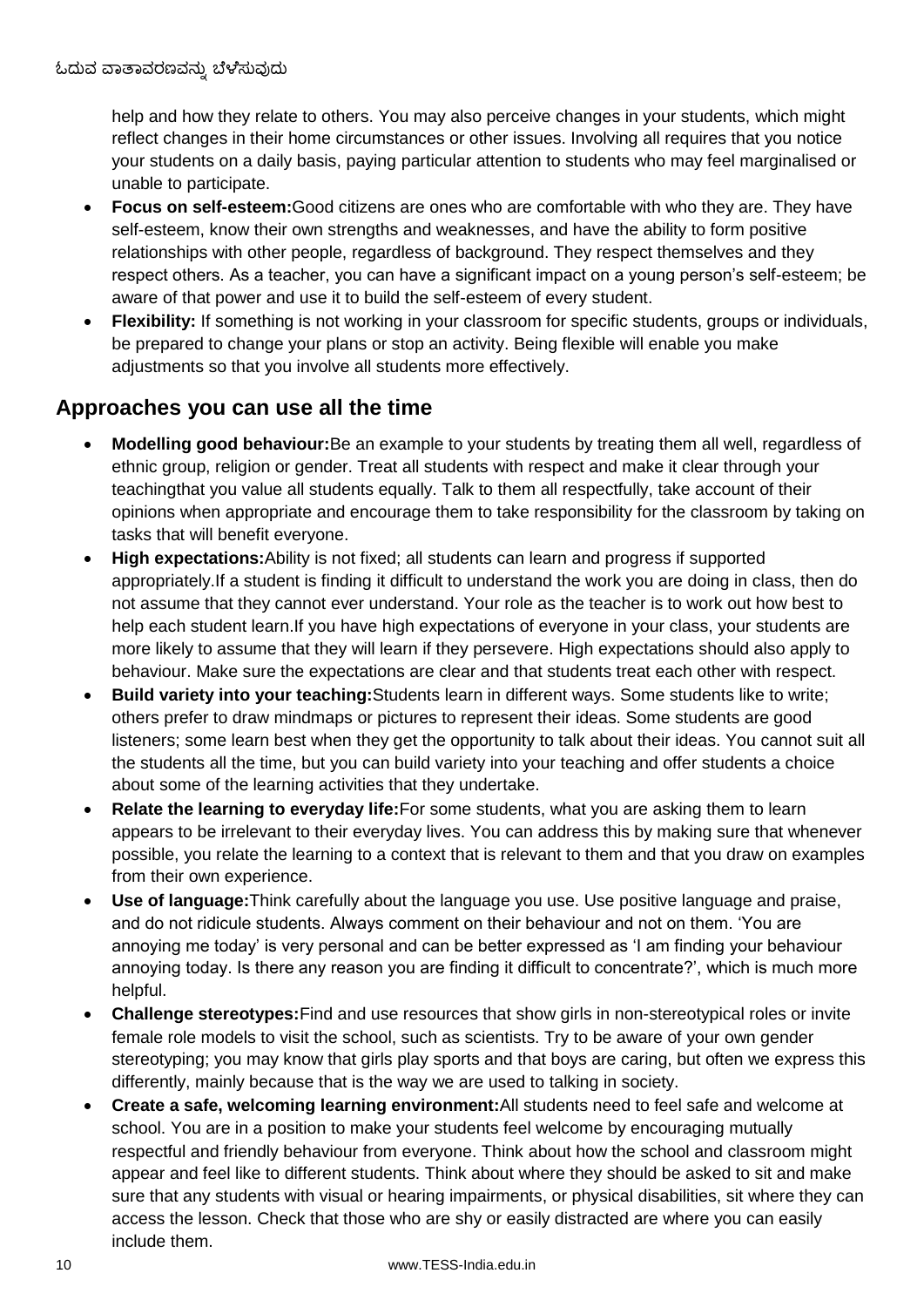help and how they relate to others. You may also perceive changes in your students, which might reflect changes in their home circumstances or other issues. Involving all requires that you notice your students on a daily basis, paying particular attention to students who may feel marginalised or unable to participate.

- **Focus on self-esteem:**Good citizens are ones who are comfortable with who they are. They have self-esteem, know their own strengths and weaknesses, and have the ability to form positive relationships with other people, regardless of background. They respect themselves and they respect others. As a teacher, you can have a significant impact on a young person's self-esteem; be aware of that power and use it to build the self-esteem of every student.
- **Flexibility:** If something is not working in your classroom for specific students, groups or individuals, be prepared to change your plans or stop an activity. Being flexible will enable you make adjustments so that you involve all students more effectively.

## Approaches you can use all the time

- **Modelling good behaviour:**Be an example to your students by treating them all well, regardless of ethnic group, religion or gender. Treat all students with respect and make it clear through your teachingthat you value all students equally. Talk to them all respectfully, take account of their opinions when appropriate and encourage them to take responsibility for the classroom by taking on tasks that will benefit everyone.
- **High expectations:**Ability is not fixed; all students can learn and progress if supported appropriately.If a student is finding it difficult to understand the work you are doing in class, then do not assume that they cannot ever understand. Your role as the teacher is to work out how best to help each student learn.If you have high expectations of everyone in your class, your students are more likely to assume that they will learn if they persevere. High expectations should also apply to behaviour. Make sure the expectations are clear and that students treat each other with respect.
- **Build variety into your teaching:**Students learn in different ways. Some students like to write; others prefer to draw mindmaps or pictures to represent their ideas. Some students are good listeners; some learn best when they get the opportunity to talk about their ideas. You cannot suit all the students all the time, but you can build variety into your teaching and offer students a choice about some of the learning activities that they undertake.
- **Relate the learning to everyday life:**For some students, what you are asking them to learn appears to be irrelevant to their everyday lives. You can address this by making sure that whenever possible, you relate the learning to a context that is relevant to them and that you draw on examples from their own experience.
- **Use of language:**Think carefully about the language you use. Use positive language and praise, and do not ridicule students. Always comment on their behaviour and not on them. 'You are annoying me today' is very personal and can be better expressed as 'I am finding your behaviour annoying today. Is there any reason you are finding it difficult to concentrate?', which is much more helpful.
- **Challenge stereotypes:**Find and use resources that show girls in non-stereotypical roles or invite female role models to visit the school, such as scientists. Try to be aware of your own gender stereotyping; you may know that girls play sports and that boys are caring, but often we express this differently, mainly because that is the way we are used to talking in society.
- **Create a safe, welcoming learning environment:**All students need to feel safe and welcome at school. You are in a position to make your students feel welcome by encouraging mutually respectful and friendly behaviour from everyone. Think about how the school and classroom might appear and feel like to different students. Think about where they should be asked to sit and make sure that any students with visual or hearing impairments, or physical disabilities, sit where they can access the lesson. Check that those who are shy or easily distracted are where you can easily include them.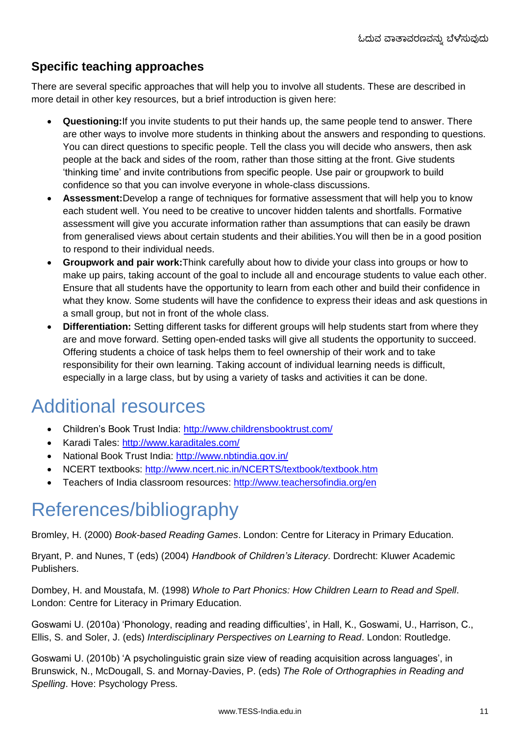## Specific teaching approaches

There are several specific approaches that will help you to involve all students. These are described in more detail in other key resources, but a brief introduction is given here:

- **Questioning:**If you invite students to put their hands up, the same people tend to answer. There are other ways to involve more students in thinking about the answers and responding to questions. You can direct questions to specific people. Tell the class you will decide who answers, then ask people at the back and sides of the room, rather than those sitting at the front. Give students 'thinking time' and invite contributions from specific people. Use pair or groupwork to build confidence so that you can involve everyone in whole-class discussions.
- **Assessment:**Develop a range of techniques for formative assessment that will help you to know each student well. You need to be creative to uncover hidden talents and shortfalls. Formative assessment will give you accurate information rather than assumptions that can easily be drawn from generalised views about certain students and their abilities.You will then be in a good position to respond to their individual needs.
- **Groupwork and pair work:**Think carefully about how to divide your class into groups or how to make up pairs, taking account of the goal to include all and encourage students to value each other. Ensure that all students have the opportunity to learn from each other and build their confidence in what they know. Some students will have the confidence to express their ideas and ask questions in a small group, but not in front of the whole class.
- **Differentiation:** Setting different tasks for different groups will help students start from where they are and move forward. Setting open-ended tasks will give all students the opportunity to succeed. Offering students a choice of task helps them to feel ownership of their work and to take responsibility for their own learning. Taking account of individual learning needs is difficult, especially in a large class, but by using a variety of tasks and activities it can be done.

# Additional resources

- Children's Book Trust India: http://www.childrensbooktrust.com/
- Karadi Tales: http://www.karaditales.com/
- National Book Trust India: http://www.nbtindia.gov.in/
- NCERT textbooks: http://www.ncert.nic.in/NCERTS/textbook/textbook.htm
- Teachers of India classroom resources: http://www.teachersofindia.org/en

# References/bibliography

Bromley, H. (2000) *Book-based Reading Games*. London: Centre for Literacy in Primary Education.

Bryant, P. and Nunes, T (eds) (2004) *Handbook of Children's Literacy*. Dordrecht: Kluwer Academic Publishers.

Dombey, H. and Moustafa, M. (1998) *Whole to Part Phonics: How Children Learn to Read and Spell*. London: Centre for Literacy in Primary Education.

Goswami U. (2010a) 'Phonology, reading and reading difficulties', in Hall, K., Goswami, U., Harrison, C., Ellis, S. and Soler, J. (eds) *Interdisciplinary Perspectives on Learning to Read*. London: Routledge.

Goswami U. (2010b) 'A psycholinguistic grain size view of reading acquisition across languages', in Brunswick, N., McDougall, S. and Mornay-Davies, P. (eds) *The Role of Orthographies in Reading and Spelling*. Hove: Psychology Press.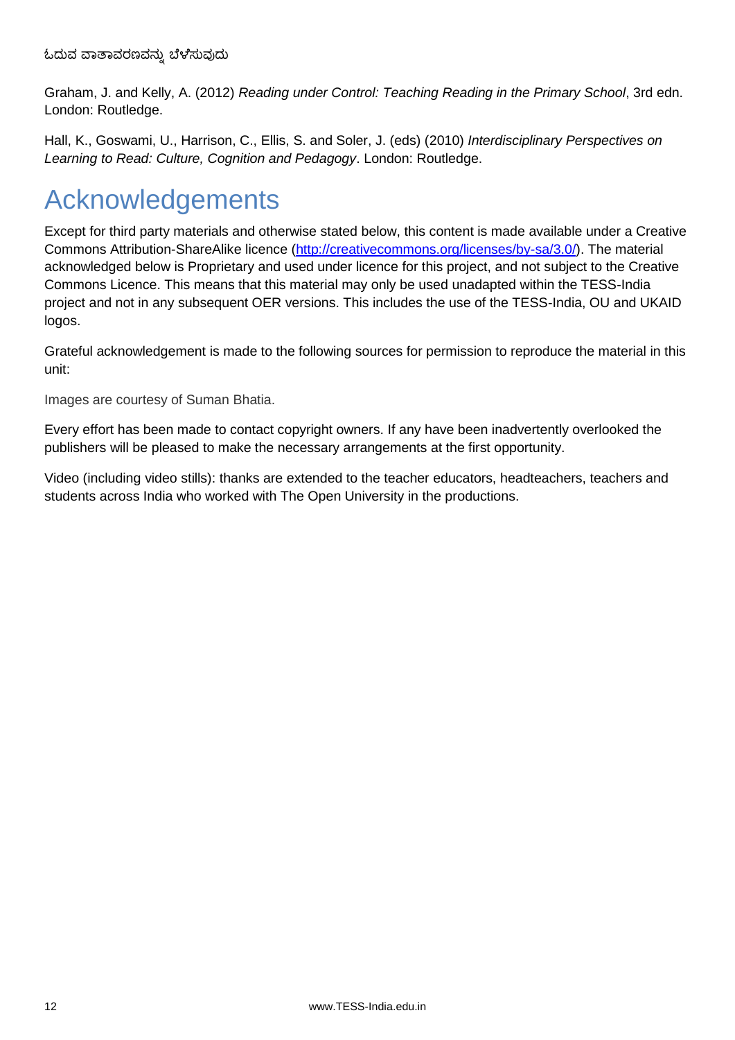Graham, J. and Kelly, A. (2012) *Reading under Control: Teaching Reading in the Primary School*, 3rd edn. London: Routledge.

Hall, K., Goswami, U., Harrison, C., Ellis, S. and Soler, J. (eds) (2010) *Interdisciplinary Perspectives on Learning to Read: Culture, Cognition and Pedagogy*. London: Routledge.

# Acknowledgements

Except for third party materials and otherwise stated below, this content is made available under a Creative Commons Attribution-ShareAlike licence (http://creativecommons.org/licenses/by-sa/3.0/). The material acknowledged below is Proprietary and used under licence for this project, and not subject to the Creative Commons Licence. This means that this material may only be used unadapted within the TESS-India project and not in any subsequent OER versions. This includes the use of the TESS-India, OU and UKAID logos.

Grateful acknowledgement is made to the following sources for permission to reproduce the material in this unit:

Images are courtesy of Suman Bhatia.

Every effort has been made to contact copyright owners. If any have been inadvertently overlooked the publishers will be pleased to make the necessary arrangements at the first opportunity.

Video (including video stills): thanks are extended to the teacher educators, headteachers, teachers and students across India who worked with The Open University in the productions.